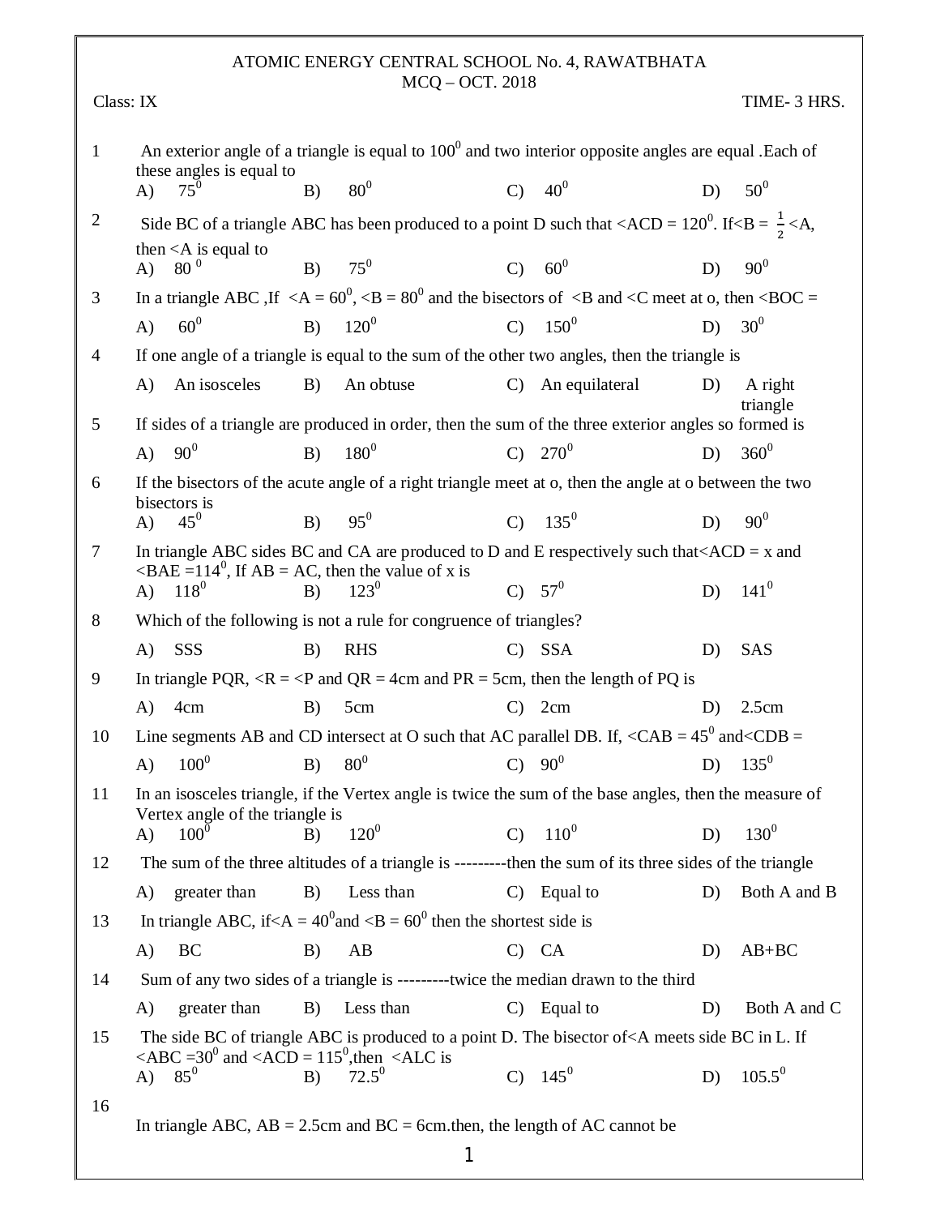# ATOMIC ENERGY CENTRAL SCHOOL No. 4, RAWATBHATA

## MCQ – OCT. 2018

Class: IX — TIME- 3 HRS.

1. An exterior angle of a triangle is equal to $100^0$ and two interior opposite angles are equal .Each of these angles is equal to
   A) $75^0$ B) $80^0$ C) $40^0$ D) $50^0$

2. Side BC of a triangle ABC has been produced to a point D such that <ACD = $120^0$. If<B = $\frac{1}{2}$ <A, then <A is equal to
   A) $80^{\ 0}$ B) $75^0$ C) $60^0$ D) $90^0$

3. In a triangle ABC ,If <A = $60^0$, <B = $80^0$ and the bisectors of <B and <C meet at o, then <BOC =
   A) $60^0$ B) $120^0$ C) $150^0$ D) $30^0$

4. If one angle of a triangle is equal to the sum of the other two angles, then the triangle is
   A) An isosceles B) An obtuse C) An equilateral D) A right triangle

5. If sides of a triangle are produced in order, then the sum of the three exterior angles so formed is
   A) $90^0$ B) $180^0$ C) $270^0$ D) $360^0$

6. If the bisectors of the acute angle of a right triangle meet at o, then the angle at o between the two bisectors is
   A) $45^0$ B) $95^0$ C) $135^0$ D) $90^0$

7. In triangle ABC sides BC and CA are produced to D and E respectively such that<ACD = x and <BAE =$114^0$, If AB = AC, then the value of x is
   A) $118^0$ B) $123^0$ C) $57^0$ D) $141^0$

8. Which of the following is not a rule for congruence of triangles?
   A) SSS B) RHS C) SSA D) SAS

9. In triangle PQR, <R = <P and QR = 4cm and PR = 5cm, then the length of PQ is
   A) 4cm B) 5cm C) 2cm D) 2.5cm

10. Line segments AB and CD intersect at O such that AC parallel DB. If, <CAB = $45^0$ and<CDB =
    A) $100^0$ B) $80^0$ C) $90^0$ D) $135^0$

11. In an isosceles triangle, if the Vertex angle is twice the sum of the base angles, then the measure of Vertex angle of the triangle is
    A) $100^0$ B) $120^0$ C) $110^0$ D) $130^0$

12. The sum of the three altitudes of a triangle is ---------then the sum of its three sides of the triangle
    A) greater than B) Less than C) Equal to D) Both A and B

13. In triangle ABC, if<A = $40^0$and <B = $60^0$ then the shortest side is
    A) BC B) AB C) CA D) AB+BC

14. Sum of any two sides of a triangle is ---------twice the median drawn to the third
    A) greater than B) Less than C) Equal to D) Both A and C

15. The side BC of triangle ABC is produced to a point D. The bisector of<A meets side BC in L. If <ABC =$30^0$ and <ACD = $115^0$,then <ALC is
    A) $85^0$ B) $72.5^0$ C) $145^0$ D) $105.5^0$

16. In triangle ABC, AB = 2.5cm and BC = 6cm.then, the length of AC cannot be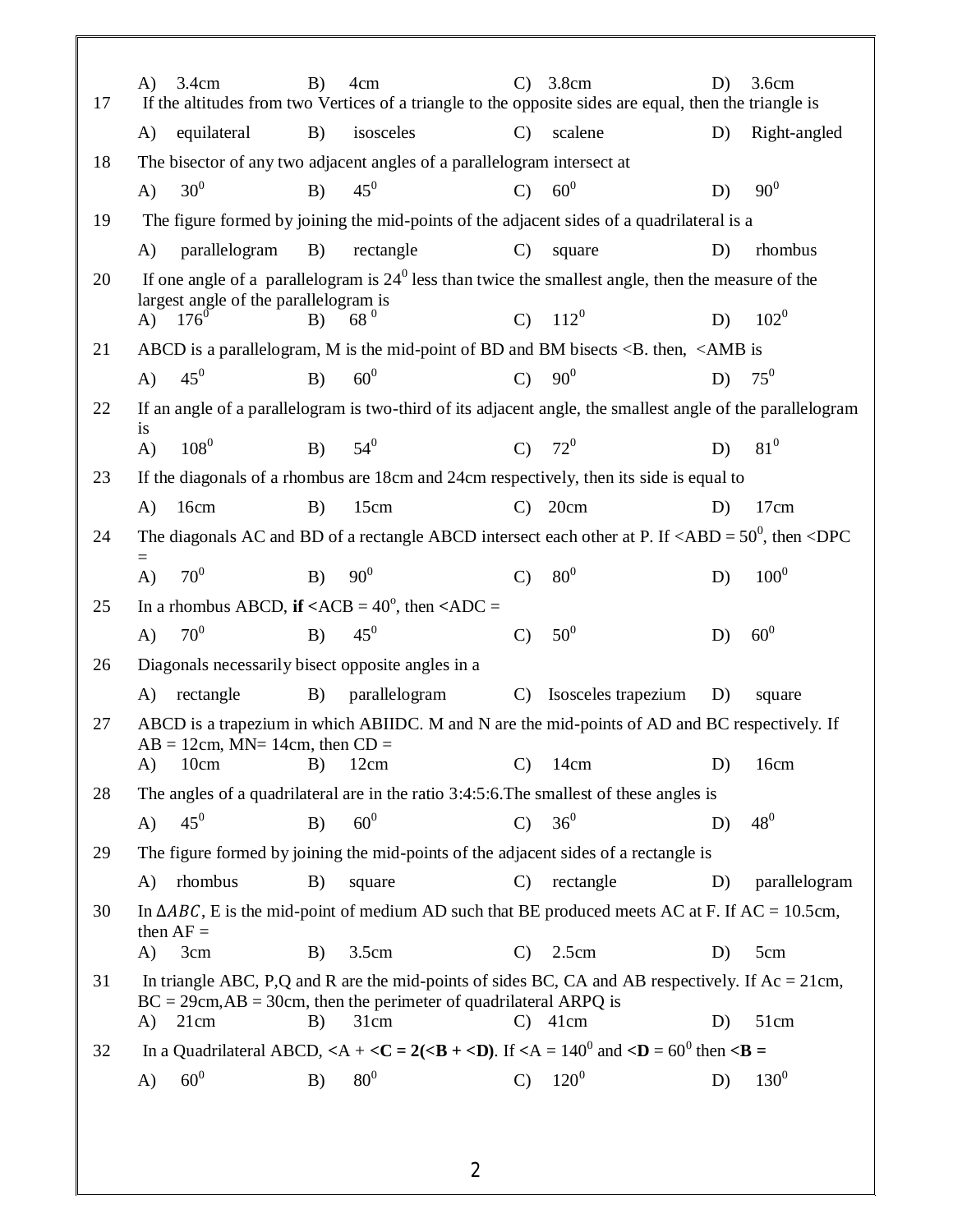A) 3.4cm B) 4cm C) 3.8cm D) 3.6cm

17 If the altitudes from two Vertices of a triangle to the opposite sides are equal, then the triangle is

A) equilateral B) isosceles C) scalene D) Right-angled

18 The bisector of any two adjacent angles of a parallelogram intersect at

A) $30^0$ B) $45^0$ C) $60^0$ D) $90^0$

19 The figure formed by joining the mid-points of the adjacent sides of a quadrilateral is a

A) parallelogram B) rectangle C) square D) rhombus

20 If one angle of a parallelogram is $24^0$ less than twice the smallest angle, then the measure of the largest angle of the parallelogram is

A) $176^0$ B) $68^0$ C) $112^0$ D) $102^0$

21 ABCD is a parallelogram, M is the mid-point of BD and BM bisects <B. then, <AMB is

A) $45^0$ B) $60^0$ C) $90^0$ D) $75^0$

22 If an angle of a parallelogram is two-third of its adjacent angle, the smallest angle of the parallelogram is

A) $108^0$ B) $54^0$ C) $72^0$ D) $81^0$

23 If the diagonals of a rhombus are 18cm and 24cm respectively, then its side is equal to

A) 16cm B) 15cm C) 20cm D) 17cm

24 The diagonals AC and BD of a rectangle ABCD intersect each other at P. If <ABD = $50^0$, then <DPC =

A) $70^0$ B) $90^0$ C) $80^0$ D) $100^0$

25 In a rhombus ABCD, **if <**ACB = $40^o$, then **<**ADC =

A) $70^0$ B) $45^0$ C) $50^0$ D) $60^0$

26 Diagonals necessarily bisect opposite angles in a

A) rectangle B) parallelogram C) Isosceles trapezium D) square

27 ABCD is a trapezium in which ABIIDC. M and N are the mid-points of AD and BC respectively. If AB = 12cm, MN= 14cm, then CD =

A) 10cm B) 12cm C) 14cm D) 16cm

28 The angles of a quadrilateral are in the ratio 3:4:5:6.The smallest of these angles is

A) $45^0$ B) $60^0$ C) $36^0$ D) $48^0$

29 The figure formed by joining the mid-points of the adjacent sides of a rectangle is

A) rhombus B) square C) rectangle D) parallelogram

30 In $\Delta ABC$, E is the mid-point of medium AD such that BE produced meets AC at F. If AC = 10.5cm, then AF =

A) 3cm B) 3.5cm C) 2.5cm D) 5cm

31 In triangle ABC, P,Q and R are the mid-points of sides BC, CA and AB respectively. If Ac = 21cm, BC = 29cm,AB = 30cm, then the perimeter of quadrilateral ARPQ is

A) 21cm B) 31cm C) 41cm D) 51cm

32 In a Quadrilateral ABCD, **<**A + **<C = 2(<B + <D)**. If **<**A = $140^0$ and **<D** = $60^0$ then **<B =**

A) $60^0$ B) $80^0$ C) $120^0$ D) $130^0$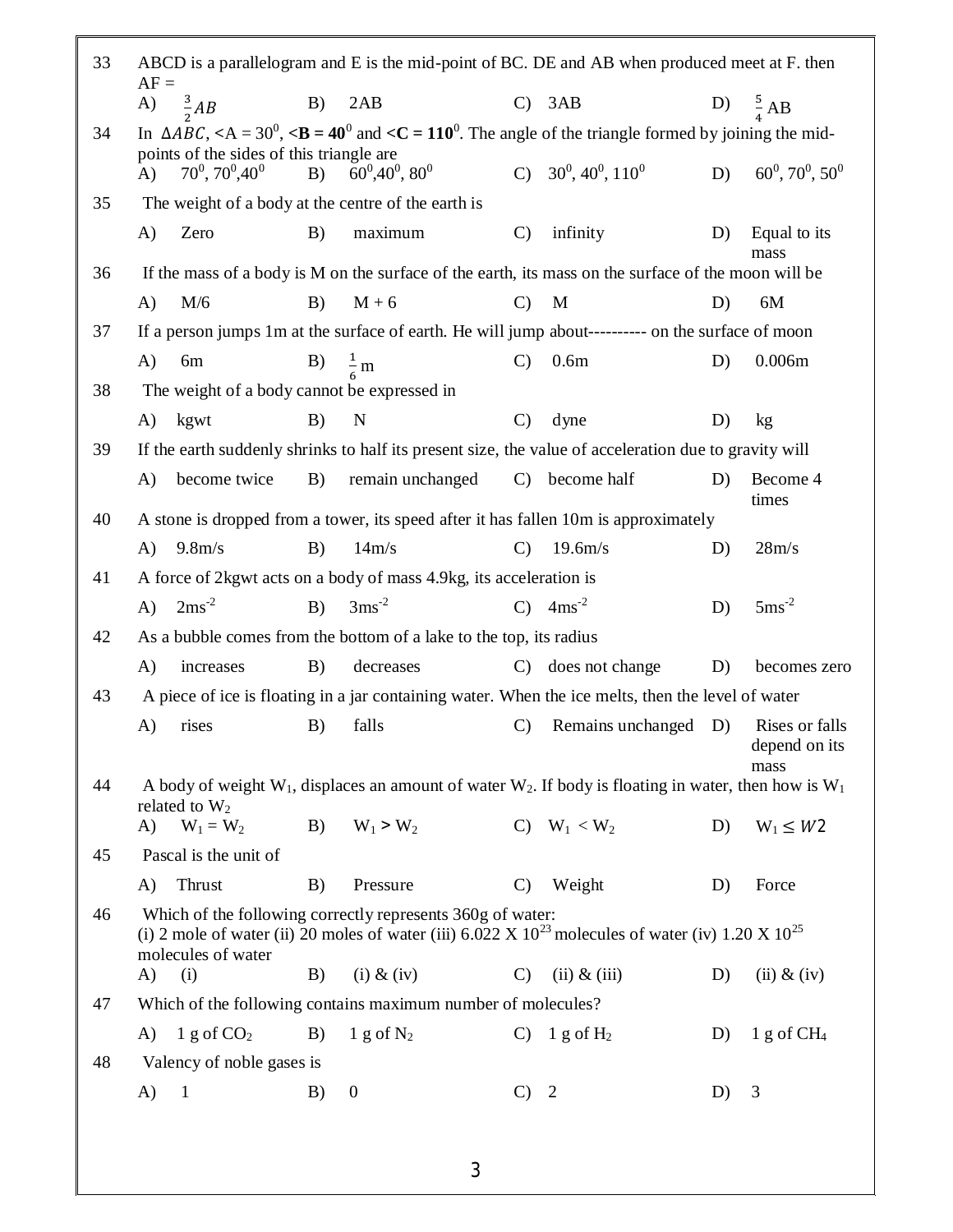33 ABCD is a parallelogram and E is the mid-point of BC. DE and AB when produced meet at F. then AF =

A) $\frac{3}{2}AB$ B) 2AB C) 3AB D) $\frac{5}{4}$ AB

34 In $\Delta ABC$, $\angle A = 30^0$, **$\angle B = 40^0$** and **$\angle C = 110^0$**. The angle of the triangle formed by joining the mid-points of the sides of this triangle are

A) $70^0, 70^0, 40^0$ B) $60^0, 40^0, 80^0$ C) $30^0, 40^0, 110^0$ D) $60^0, 70^0, 50^0$

35 The weight of a body at the centre of the earth is

A) Zero B) maximum C) infinity D) Equal to its mass

36 If the mass of a body is M on the surface of the earth, its mass on the surface of the moon will be

A) M/6 B) M + 6 C) M D) 6M

37 If a person jumps 1m at the surface of earth. He will jump about---------- on the surface of moon

A) 6m B) $\frac{1}{6}$ m C) 0.6m D) 0.006m

38 The weight of a body cannot be expressed in

A) kgwt B) N C) dyne D) kg

39 If the earth suddenly shrinks to half its present size, the value of acceleration due to gravity will

A) become twice B) remain unchanged C) become half D) Become 4 times

40 A stone is dropped from a tower, its speed after it has fallen 10m is approximately

A) 9.8m/s B) 14m/s C) 19.6m/s D) 28m/s

41 A force of 2kgwt acts on a body of mass 4.9kg, its acceleration is

A) $2ms^{-2}$ B) $3ms^{-2}$ C) $4ms^{-2}$ D) $5ms^{-2}$

42 As a bubble comes from the bottom of a lake to the top, its radius

A) increases B) decreases C) does not change D) becomes zero

43 A piece of ice is floating in a jar containing water. When the ice melts, then the level of water

A) rises B) falls C) Remains unchanged D) Rises or falls depend on its mass

44 A body of weight $W_1$, displaces an amount of water $W_2$. If body is floating in water, then how is $W_1$ related to $W_2$

A) $W_1 = W_2$ B) $W_1 > W_2$ C) $W_1 < W_2$ D) $W_1 \leq W2$

45 Pascal is the unit of

A) Thrust B) Pressure C) Weight D) Force

46 Which of the following correctly represents 360g of water:
(i) 2 mole of water (ii) 20 moles of water (iii) $6.022 \times 10^{23}$ molecules of water (iv) $1.20 \times 10^{25}$ molecules of water

A) (i) B) (i) & (iv) C) (ii) & (iii) D) (ii) & (iv)

47 Which of the following contains maximum number of molecules?

A) 1 g of $CO_2$ B) 1 g of $N_2$ C) 1 g of $H_2$ D) 1 g of $CH_4$

48 Valency of noble gases is

A) 1 B) 0 C) 2 D) 3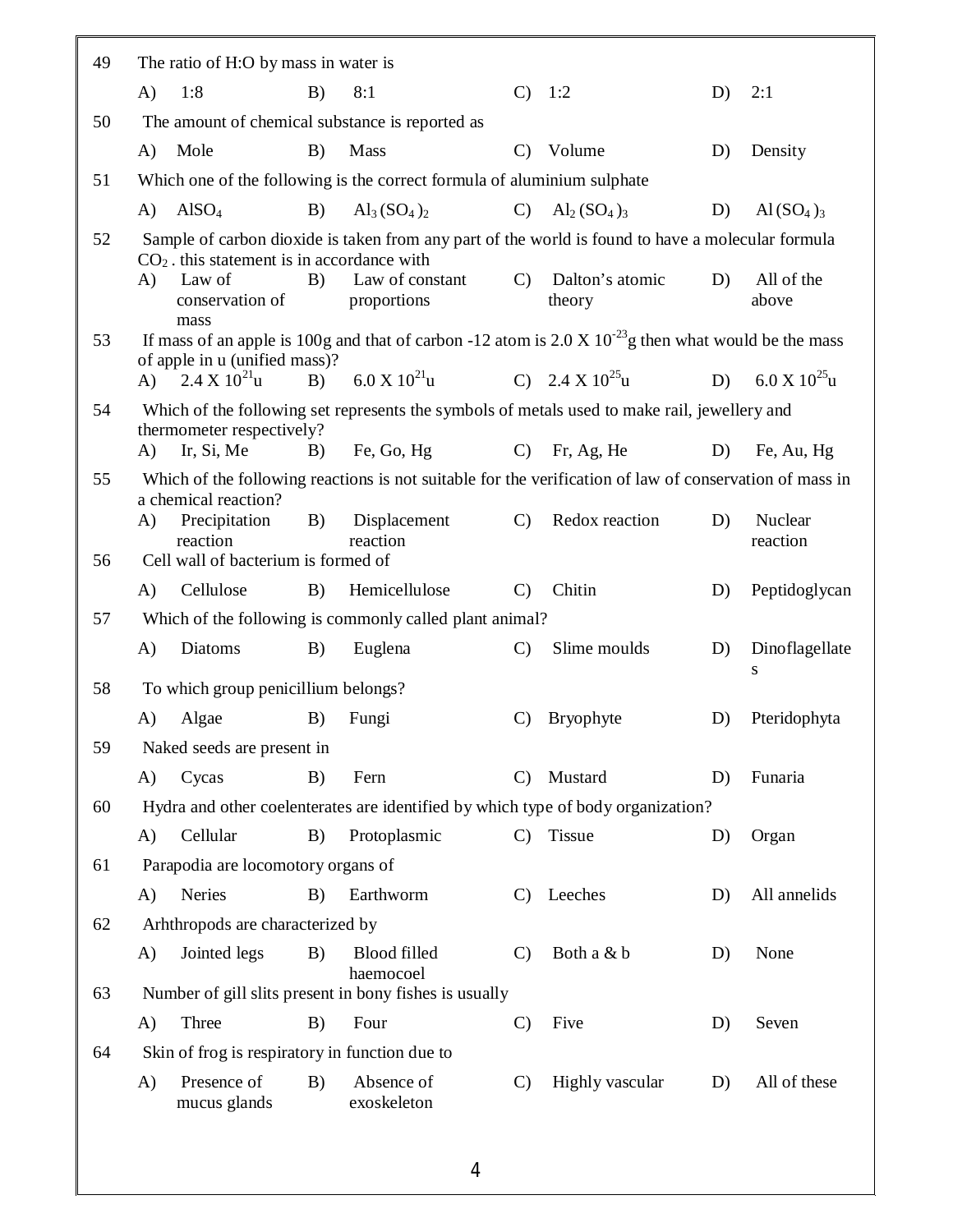49 The ratio of H:O by mass in water is

A) 1:8 B) 8:1 C) 1:2 D) 2:1

50 The amount of chemical substance is reported as

A) Mole B) Mass C) Volume D) Density

51 Which one of the following is the correct formula of aluminium sulphate

A) $AlSO_4$ B) $Al_3(SO_4)_2$ C) $Al_2(SO_4)_3$ D) $Al(SO_4)_3$

52 Sample of carbon dioxide is taken from any part of the world is found to have a molecular formula $CO_2$ . this statement is in accordance with

A) Law of conservation of mass B) Law of constant proportions C) Dalton's atomic theory D) All of the above

53 If mass of an apple is 100g and that of carbon -12 atom is $2.0 \times 10^{-23}$g then what would be the mass of apple in u (unified mass)?

A) $2.4 \times 10^{21}$u B) $6.0 \times 10^{21}$u C) $2.4 \times 10^{25}$u D) $6.0 \times 10^{25}$u

54 Which of the following set represents the symbols of metals used to make rail, jewellery and thermometer respectively?

A) Ir, Si, Me B) Fe, Go, Hg C) Fr, Ag, He D) Fe, Au, Hg

55 Which of the following reactions is not suitable for the verification of law of conservation of mass in a chemical reaction?

A) Precipitation reaction B) Displacement reaction C) Redox reaction D) Nuclear reaction

56 Cell wall of bacterium is formed of

A) Cellulose B) Hemicellulose C) Chitin D) Peptidoglycan

57 Which of the following is commonly called plant animal?

A) Diatoms B) Euglena C) Slime moulds D) Dinoflagellates

58 To which group penicillium belongs?

A) Algae B) Fungi C) Bryophyte D) Pteridophyta

59 Naked seeds are present in

A) Cycas B) Fern C) Mustard D) Funaria

60 Hydra and other coelenterates are identified by which type of body organization?

A) Cellular B) Protoplasmic C) Tissue D) Organ

61 Parapodia are locomotory organs of

A) Neries B) Earthworm C) Leeches D) All annelids

62 Arhthropods are characterized by

A) Jointed legs B) Blood filled haemocoel C) Both a & b D) None

63 Number of gill slits present in bony fishes is usually

A) Three B) Four C) Five D) Seven

64 Skin of frog is respiratory in function due to

A) Presence of mucus glands B) Absence of exoskeleton C) Highly vascular D) All of these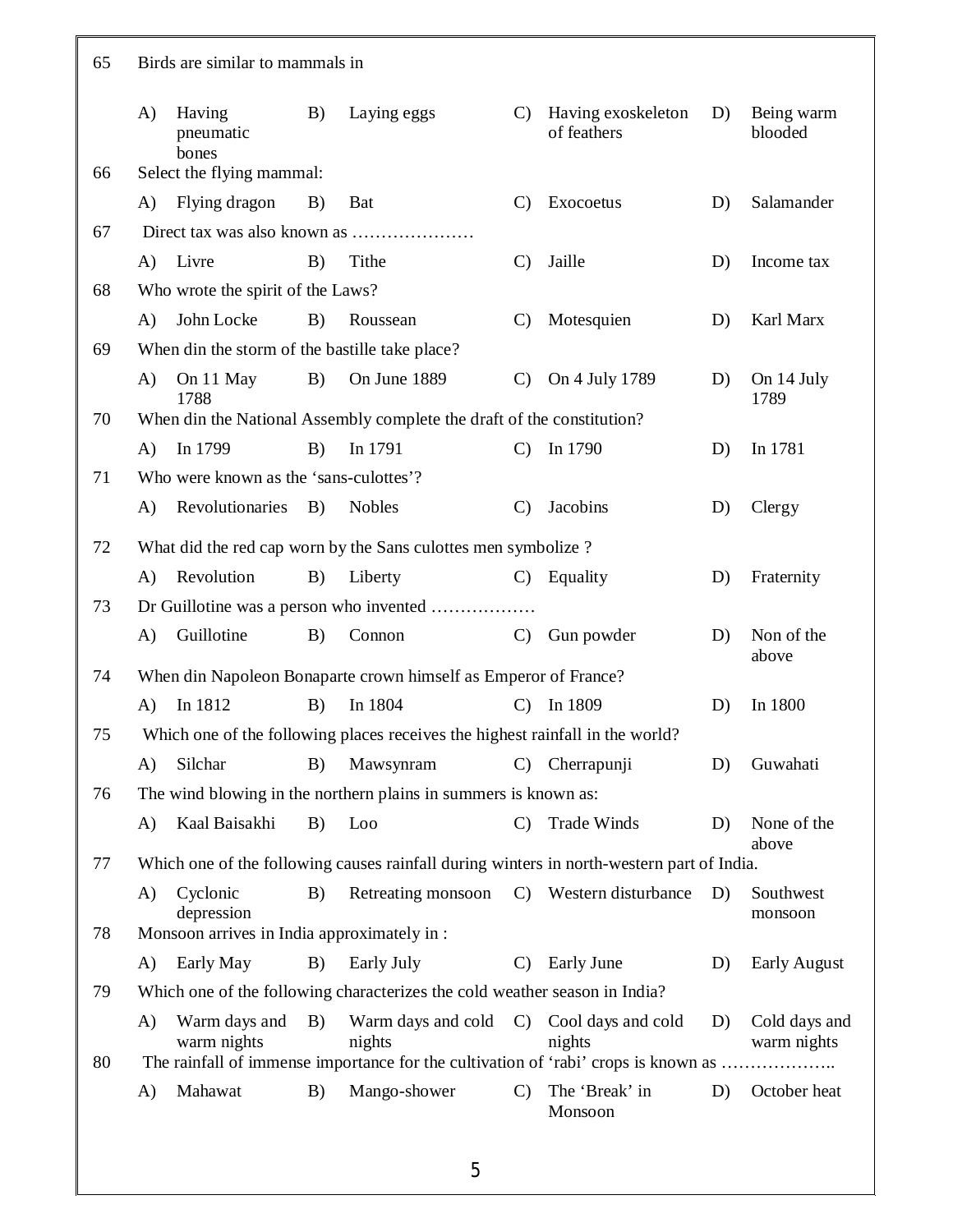65 Birds are similar to mammals in

A) Having pneumatic bones B) Laying eggs C) Having exoskeleton of feathers D) Being warm blooded

66 Select the flying mammal:

A) Flying dragon B) Bat C) Exocoetus D) Salamander

67 Direct tax was also known as …………………

A) Livre B) Tithe C) Jaille D) Income tax

68 Who wrote the spirit of the Laws?

A) John Locke B) Roussean C) Motesquien D) Karl Marx

69 When din the storm of the bastille take place?

A) On 11 May 1788 B) On June 1889 C) On 4 July 1789 D) On 14 July 1789

70 When din the National Assembly complete the draft of the constitution?

A) In 1799 B) In 1791 C) In 1790 D) In 1781

71 Who were known as the 'sans-culottes'?

A) Revolutionaries B) Nobles C) Jacobins D) Clergy

72 What did the red cap worn by the Sans culottes men symbolize ?

A) Revolution B) Liberty C) Equality D) Fraternity

73 Dr Guillotine was a person who invented ………………

A) Guillotine B) Connon C) Gun powder D) Non of the above

74 When din Napoleon Bonaparte crown himself as Emperor of France?

A) In 1812 B) In 1804 C) In 1809 D) In 1800

75 Which one of the following places receives the highest rainfall in the world?

A) Silchar B) Mawsynram C) Cherrapunji D) Guwahati

76 The wind blowing in the northern plains in summers is known as:

A) Kaal Baisakhi B) Loo C) Trade Winds D) None of the above

77 Which one of the following causes rainfall during winters in north-western part of India.

A) Cyclonic depression B) Retreating monsoon C) Western disturbance D) Southwest monsoon

78 Monsoon arrives in India approximately in :

A) Early May B) Early July C) Early June D) Early August

79 Which one of the following characterizes the cold weather season in India?

A) Warm days and warm nights B) Warm days and cold nights C) Cool days and cold nights D) Cold days and warm nights

80 The rainfall of immense importance for the cultivation of 'rabi' crops is known as ………………..

A) Mahawat B) Mango-shower C) The 'Break' in Monsoon D) October heat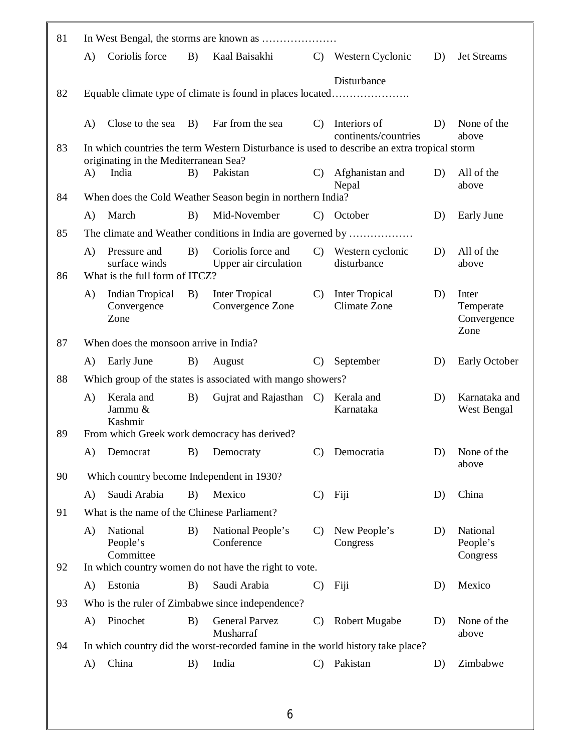81 In West Bengal, the storms are known as …………………

A) Coriolis force B) Kaal Baisakhi C) Western Cyclonic Disturbance D) Jet Streams

82 Equable climate type of climate is found in places located………………….

A) Close to the sea B) Far from the sea C) Interiors of continents/countries D) None of the above

83 In which countries the term Western Disturbance is used to describe an extra tropical storm originating in the Mediterranean Sea?

A) India B) Pakistan C) Afghanistan and Nepal D) All of the above

84 When does the Cold Weather Season begin in northern India?

A) March B) Mid-November C) October D) Early June

85 The climate and Weather conditions in India are governed by ………………

A) Pressure and surface winds B) Coriolis force and Upper air circulation C) Western cyclonic disturbance D) All of the above

86 What is the full form of ITCZ?

A) Indian Tropical Convergence Zone B) Inter Tropical Convergence Zone C) Inter Tropical Climate Zone D) Inter Temperate Convergence Zone

87 When does the monsoon arrive in India?

A) Early June B) August C) September D) Early October

88 Which group of the states is associated with mango showers?

A) Kerala and Jammu & Kashmir B) Gujrat and Rajasthan C) Kerala and Karnataka D) Karnataka and West Bengal

89 From which Greek work democracy has derived?

A) Democrat B) Democraty C) Democratia D) None of the above

90 Which country become Independent in 1930?

A) Saudi Arabia B) Mexico C) Fiji D) China

91 What is the name of the Chinese Parliament?

A) National People's Committee B) National People's Conference C) New People's Congress D) National People's Congress

92 In which country women do not have the right to vote.

A) Estonia B) Saudi Arabia C) Fiji D) Mexico

93 Who is the ruler of Zimbabwe since independence?

A) Pinochet B) General Parvez Musharraf C) Robert Mugabe D) None of the above

94 In which country did the worst-recorded famine in the world history take place?

A) China B) India C) Pakistan D) Zimbabwe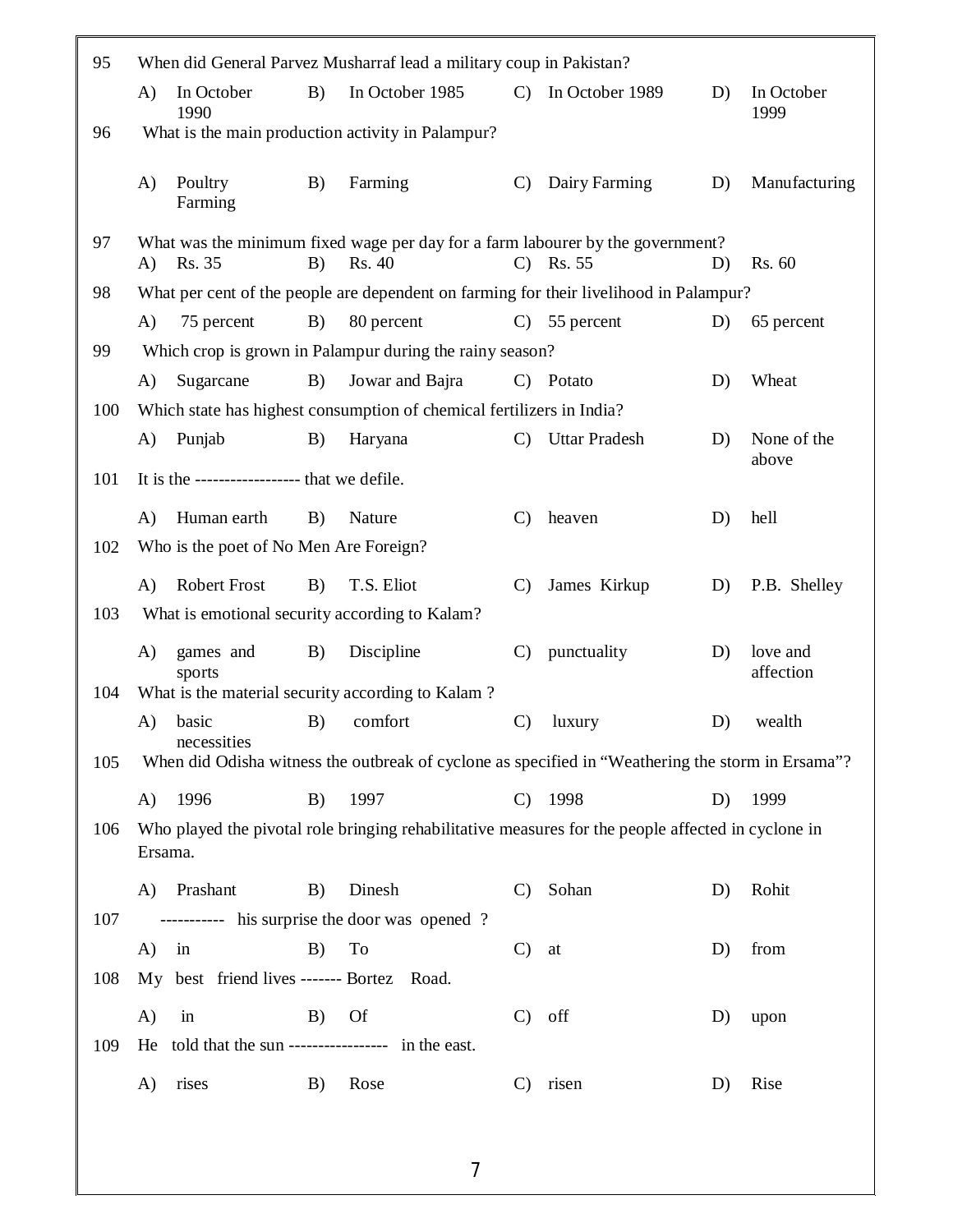95 When did General Parvez Musharraf lead a military coup in Pakistan?

A) In October 1990 B) In October 1985 C) In October 1989 D) In October 1999

96 What is the main production activity in Palampur?

A) Poultry Farming B) Farming C) Dairy Farming D) Manufacturing

97 What was the minimum fixed wage per day for a farm labourer by the government?

A) Rs. 35 B) Rs. 40 C) Rs. 55 D) Rs. 60

98 What per cent of the people are dependent on farming for their livelihood in Palampur?

A) 75 percent B) 80 percent C) 55 percent D) 65 percent

99 Which crop is grown in Palampur during the rainy season?

A) Sugarcane B) Jowar and Bajra C) Potato D) Wheat

100 Which state has highest consumption of chemical fertilizers in India?

A) Punjab B) Haryana C) Uttar Pradesh D) None of the above

101 It is the ------------------ that we defile.

A) Human earth B) Nature C) heaven D) hell

102 Who is the poet of No Men Are Foreign?

A) Robert Frost B) T.S. Eliot C) James Kirkup D) P.B. Shelley

103 What is emotional security according to Kalam?

A) games and sports B) Discipline C) punctuality D) love and affection

104 What is the material security according to Kalam ?

A) basic necessities B) comfort C) luxury D) wealth

105 When did Odisha witness the outbreak of cyclone as specified in "Weathering the storm in Ersama"?

A) 1996 B) 1997 C) 1998 D) 1999

106 Who played the pivotal role bringing rehabilitative measures for the people affected in cyclone in Ersama.

A) Prashant B) Dinesh C) Sohan D) Rohit

107 ----------- his surprise the door was opened ?

A) in B) To C) at D) from

108 My best friend lives ------- Bortez Road.

A) in B) Of C) off D) upon

109 He told that the sun ----------------- in the east.

A) rises B) Rose C) risen D) Rise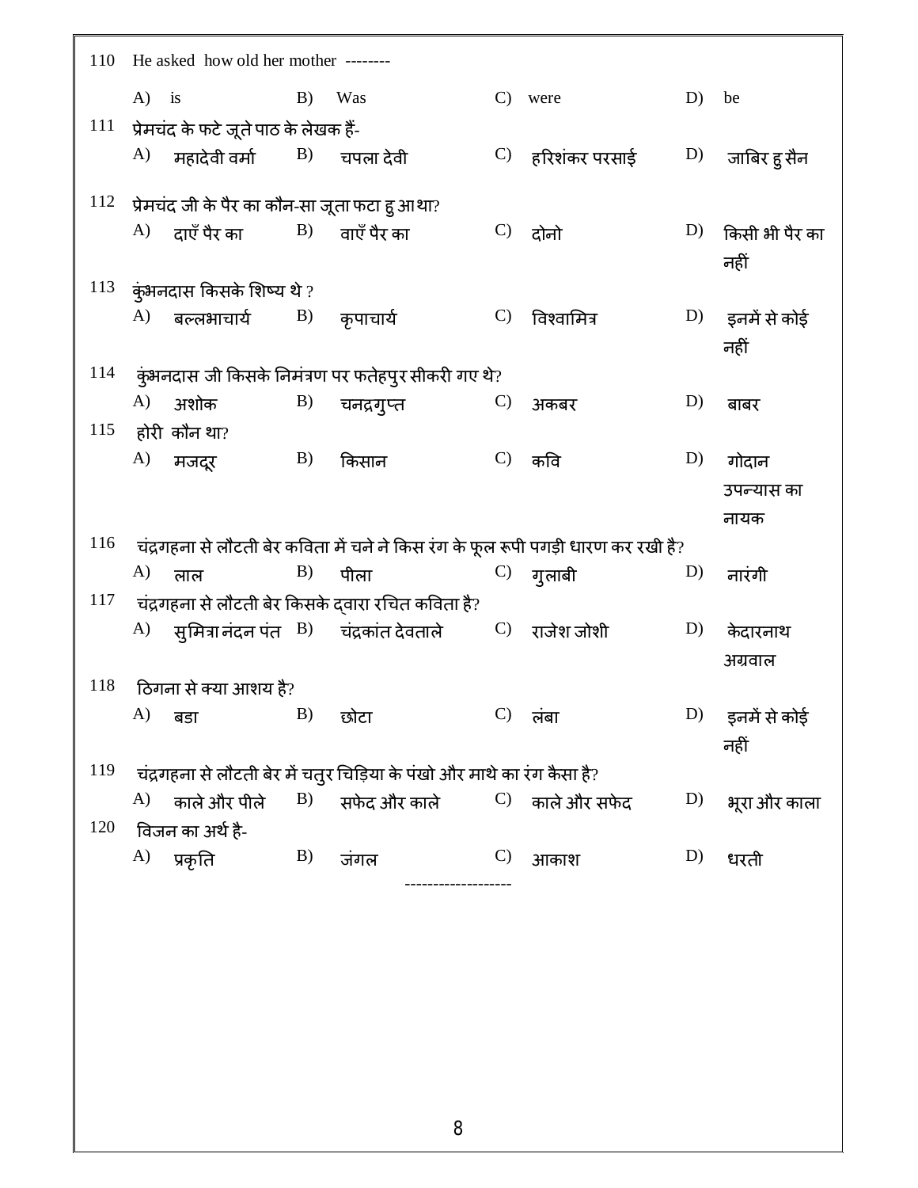110 He asked how old her mother --------

A) is  B) Was  C) were  D) be

111 प्रेमचंद के फटे जूते पाठ के लेखक हैं-

A) महादेवी वर्मा  B) चपला देवी  C) हरिशंकर परसाई  D) जाबिर हु सैन

112 प्रेमचंद जी के पैर का कौन-सा जूता फटा हु आ था?

A) दाएँ पैर का  B) वाएँ पैर का  C) दोनो  D) किसी भी पैर का नहीं

113 कुंभनदास किसके शिष्य थे ?

A) बल्लभाचार्य  B) कृपाचार्य  C) विश्वामित्र  D) इनमें से कोई नहीं

114 कुंभनदास जी किसके निमंत्रण पर फतेहपुर सीकरी गए थे?

A) अशोक  B) चनद्रगुप्त  C) अकबर  D) बाबर

115 होरी कौन था?

A) मजदूर  B) किसान  C) कवि  D) गोदान उपन्यास का नायक

116 चंद्रगहना से लौटती बेर कविता में चने ने किस रंग के फूल रूपी पगड़ी धारण कर रखी है?

A) लाल  B) पीला  C) गुलाबी  D) नारंगी

117 चंद्रगहना से लौटती बेर किसके द्वारा रचित कविता है?

A) सुमित्रा नंदन पंत  B) चंद्रकांत देवताले  C) राजेश जोशी  D) केदारनाथ अग्रवाल

118 ठिगना से क्या आशय है?

A) बडा  B) छोटा  C) लंबा  D) इनमें से कोई नहीं

119 चंद्रगहना से लौटती बेर में चतुर चिड़िया के पंखो और माथे का रंग कैसा है?

A) काले और पीले  B) सफेद और काले  C) काले और सफेद  D) भूरा और काला

120 विजन का अर्थ है-

A) प्रकृति  B) जंगल  C) आकाश  D) धरती

------------------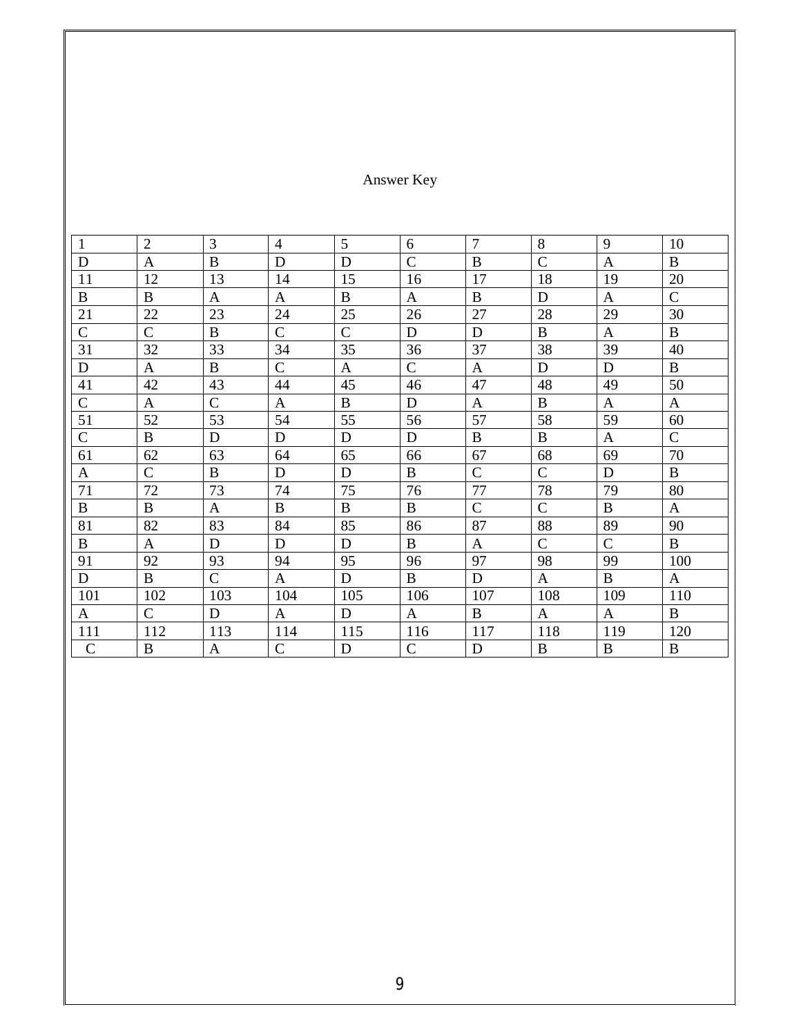Answer Key

| | | | | | | | | | |
|---|---|---|---|---|---|---|---|---|---|
| 1 | 2 | 3 | 4 | 5 | 6 | 7 | 8 | 9 | 10 |
| D | A | B | D | D | C | B | C | A | B |
| 11 | 12 | 13 | 14 | 15 | 16 | 17 | 18 | 19 | 20 |
| B | B | A | A | B | A | B | D | A | C |
| 21 | 22 | 23 | 24 | 25 | 26 | 27 | 28 | 29 | 30 |
| C | C | B | C | C | D | D | B | A | B |
| 31 | 32 | 33 | 34 | 35 | 36 | 37 | 38 | 39 | 40 |
| D | A | B | C | A | C | A | D | D | B |
| 41 | 42 | 43 | 44 | 45 | 46 | 47 | 48 | 49 | 50 |
| C | A | C | A | B | D | A | B | A | A |
| 51 | 52 | 53 | 54 | 55 | 56 | 57 | 58 | 59 | 60 |
| C | B | D | D | D | D | B | B | A | C |
| 61 | 62 | 63 | 64 | 65 | 66 | 67 | 68 | 69 | 70 |
| A | C | B | D | D | B | C | C | D | B |
| 71 | 72 | 73 | 74 | 75 | 76 | 77 | 78 | 79 | 80 |
| B | B | A | B | B | B | C | C | B | A |
| 81 | 82 | 83 | 84 | 85 | 86 | 87 | 88 | 89 | 90 |
| B | A | D | D | D | B | A | C | C | B |
| 91 | 92 | 93 | 94 | 95 | 96 | 97 | 98 | 99 | 100 |
| D | B | C | A | D | B | D | A | B | A |
| 101 | 102 | 103 | 104 | 105 | 106 | 107 | 108 | 109 | 110 |
| A | C | D | A | D | A | B | A | A | B |
| 111 | 112 | 113 | 114 | 115 | 116 | 117 | 118 | 119 | 120 |
| C | B | A | C | D | C | D | B | B | B |